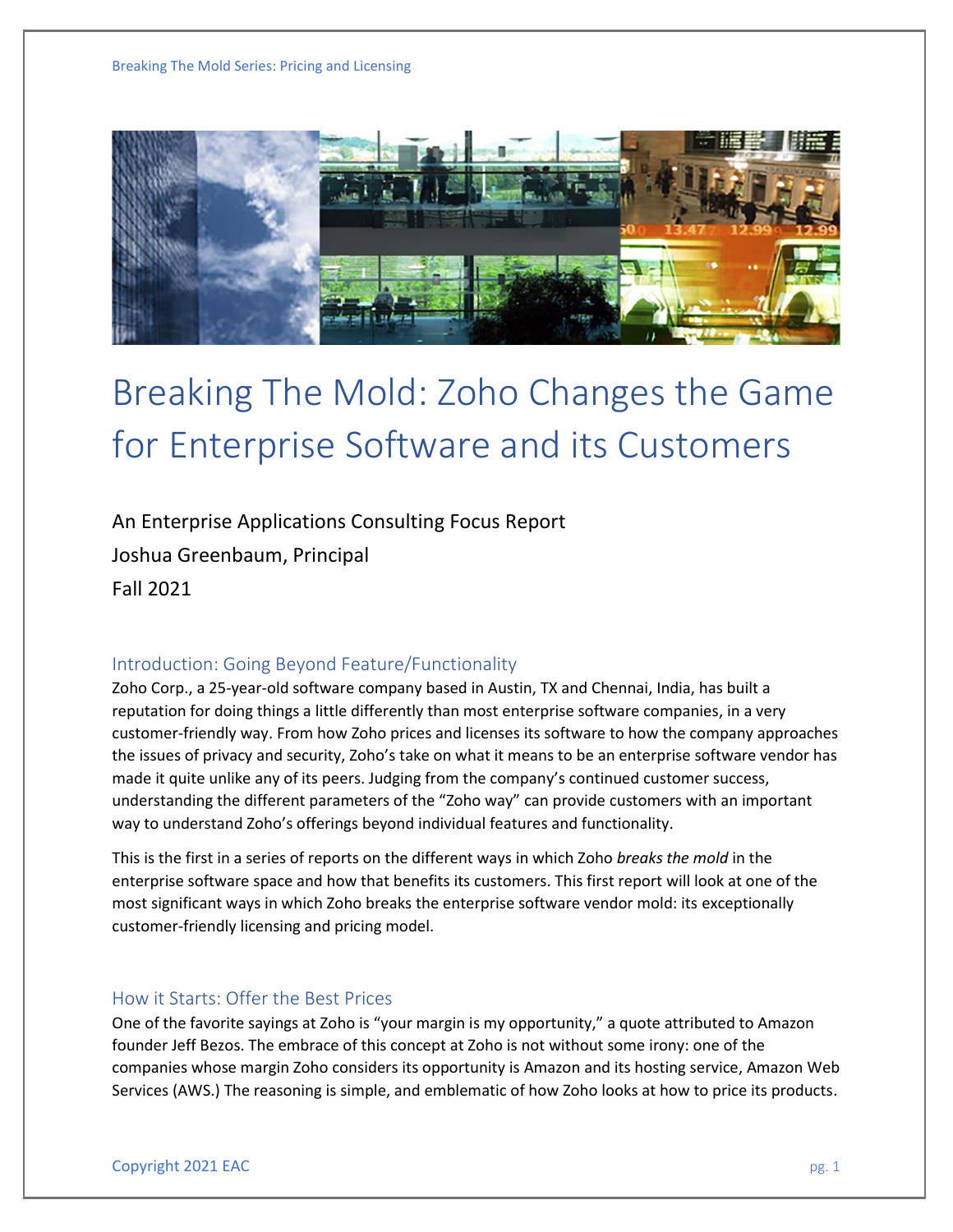# Breaking The Mold: Zoho Changes the Game for Enterprise Software and its Customers

An Enterprise Applications Consulting Focus Report

Joshua Greenbaum, Principal

Fall 2021

## Introduction: Going Beyond Feature/Functionality

Zoho Corp., a 25-year-old software company based in Austin, TX and Chennai, India, has built a reputation for doing things a little differently than most enterprise software companies, in a very customer-friendly way. From how Zoho prices and licenses its software to how the company approaches the issues of privacy and security, Zoho's take on what it means to be an enterprise software vendor has made it quite unlike any of its peers. Judging from the company's continued customer success, understanding the different parameters of the "Zoho way" can provide customers with an important way to understand Zoho's offerings beyond individual features and functionality.

This is the first in a series of reports on the different ways in which Zoho *breaks the mold* in the enterprise software space and how that benefits its customers. This first report will look at one of the most significant ways in which Zoho breaks the enterprise software vendor mold: its exceptionally customer-friendly licensing and pricing model.

## How it Starts: Offer the Best Prices

One of the favorite sayings at Zoho is "your margin is my opportunity," a quote attributed to Amazon founder Jeff Bezos. The embrace of this concept at Zoho is not without some irony: one of the companies whose margin Zoho considers its opportunity is Amazon and its hosting service, Amazon Web Services (AWS.) The reasoning is simple, and emblematic of how Zoho looks at how to price its products.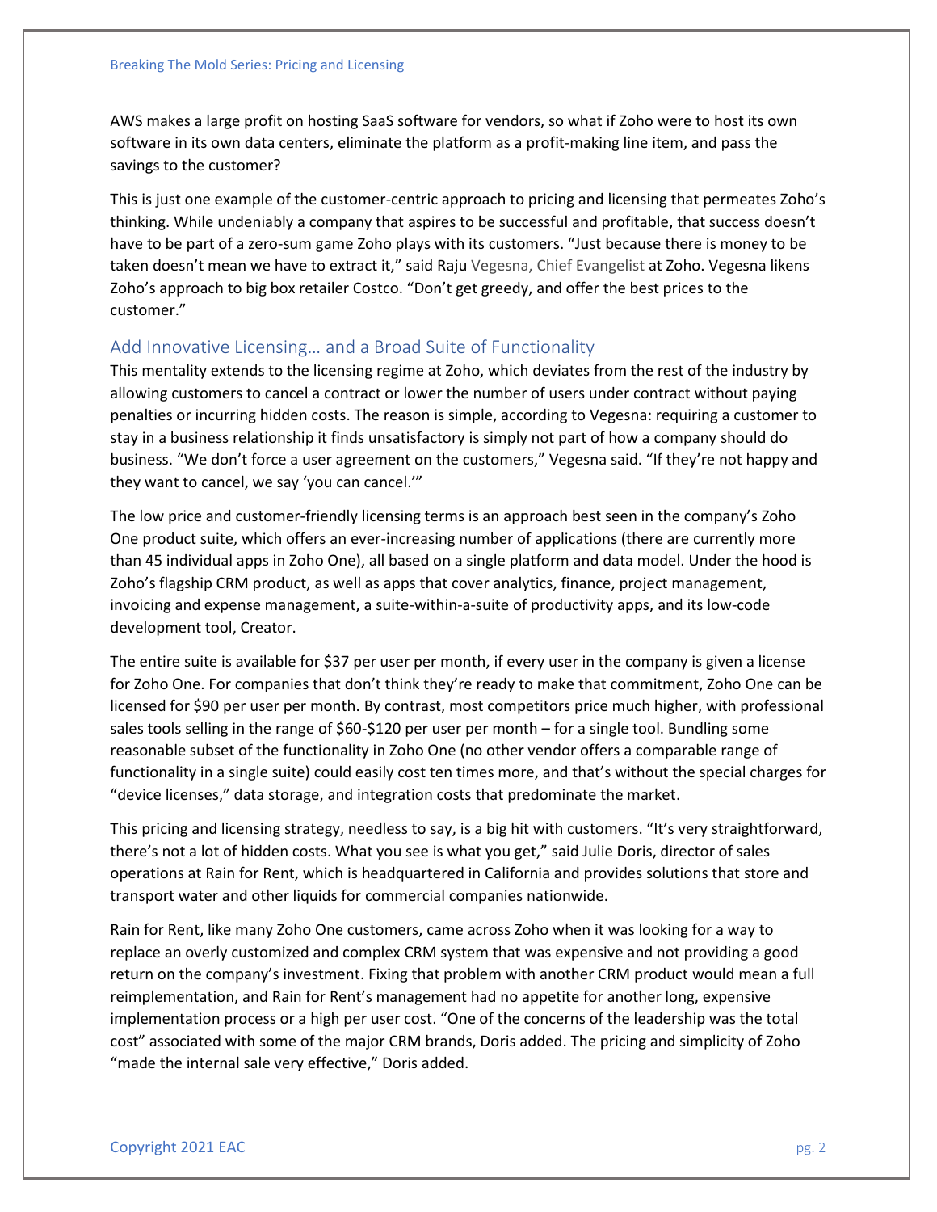AWS makes a large profit on hosting SaaS software for vendors, so what if Zoho were to host its own software in its own data centers, eliminate the platform as a profit-making line item, and pass the savings to the customer?

This is just one example of the customer-centric approach to pricing and licensing that permeates Zoho's thinking. While undeniably a company that aspires to be successful and profitable, that success doesn't have to be part of a zero-sum game Zoho plays with its customers. "Just because there is money to be taken doesn't mean we have to extract it," said Raju Vegesna, Chief Evangelist at Zoho. Vegesna likens Zoho's approach to big box retailer Costco. "Don't get greedy, and offer the best prices to the customer."

## Add Innovative Licensing… and a Broad Suite of Functionality

This mentality extends to the licensing regime at Zoho, which deviates from the rest of the industry by allowing customers to cancel a contract or lower the number of users under contract without paying penalties or incurring hidden costs. The reason is simple, according to Vegesna: requiring a customer to stay in a business relationship it finds unsatisfactory is simply not part of how a company should do business. "We don't force a user agreement on the customers," Vegesna said. "If they're not happy and they want to cancel, we say 'you can cancel.'"

The low price and customer-friendly licensing terms is an approach best seen in the company's Zoho One product suite, which offers an ever-increasing number of applications (there are currently more than 45 individual apps in Zoho One), all based on a single platform and data model. Under the hood is Zoho's flagship CRM product, as well as apps that cover analytics, finance, project management, invoicing and expense management, a suite-within-a-suite of productivity apps, and its low-code development tool, Creator.

The entire suite is available for $37 per user per month, if every user in the company is given a license for Zoho One. For companies that don't think they're ready to make that commitment, Zoho One can be licensed for $90 per user per month. By contrast, most competitors price much higher, with professional sales tools selling in the range of $60-$120 per user per month – for a single tool. Bundling some reasonable subset of the functionality in Zoho One (no other vendor offers a comparable range of functionality in a single suite) could easily cost ten times more, and that's without the special charges for "device licenses," data storage, and integration costs that predominate the market.

This pricing and licensing strategy, needless to say, is a big hit with customers. "It's very straightforward, there's not a lot of hidden costs. What you see is what you get," said Julie Doris, director of sales operations at Rain for Rent, which is headquartered in California and provides solutions that store and transport water and other liquids for commercial companies nationwide.

Rain for Rent, like many Zoho One customers, came across Zoho when it was looking for a way to replace an overly customized and complex CRM system that was expensive and not providing a good return on the company's investment. Fixing that problem with another CRM product would mean a full reimplementation, and Rain for Rent's management had no appetite for another long, expensive implementation process or a high per user cost. "One of the concerns of the leadership was the total cost" associated with some of the major CRM brands, Doris added. The pricing and simplicity of Zoho "made the internal sale very effective," Doris added.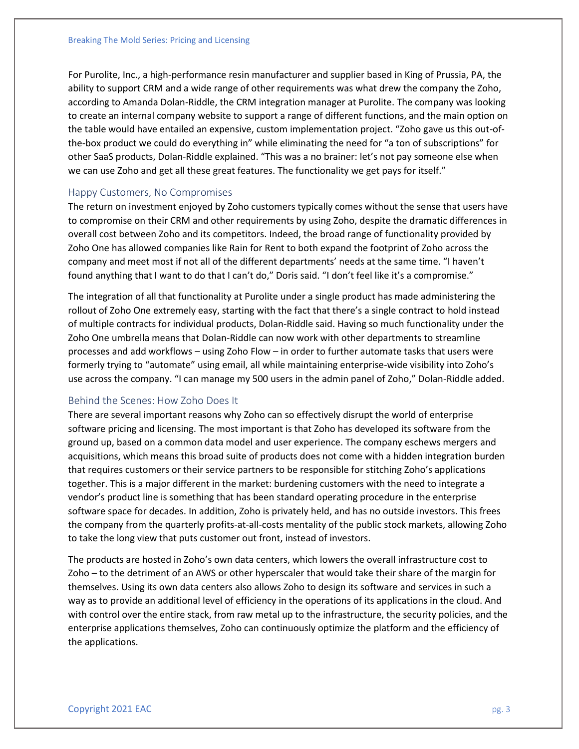For Purolite, Inc., a high-performance resin manufacturer and supplier based in King of Prussia, PA, the ability to support CRM and a wide range of other requirements was what drew the company the Zoho, according to Amanda Dolan-Riddle, the CRM integration manager at Purolite. The company was looking to create an internal company website to support a range of different functions, and the main option on the table would have entailed an expensive, custom implementation project. "Zoho gave us this out-of-the-box product we could do everything in" while eliminating the need for "a ton of subscriptions" for other SaaS products, Dolan-Riddle explained. "This was a no brainer: let's not pay someone else when we can use Zoho and get all these great features. The functionality we get pays for itself."

## Happy Customers, No Compromises

The return on investment enjoyed by Zoho customers typically comes without the sense that users have to compromise on their CRM and other requirements by using Zoho, despite the dramatic differences in overall cost between Zoho and its competitors. Indeed, the broad range of functionality provided by Zoho One has allowed companies like Rain for Rent to both expand the footprint of Zoho across the company and meet most if not all of the different departments' needs at the same time. "I haven't found anything that I want to do that I can't do," Doris said. "I don't feel like it's a compromise."

The integration of all that functionality at Purolite under a single product has made administering the rollout of Zoho One extremely easy, starting with the fact that there's a single contract to hold instead of multiple contracts for individual products, Dolan-Riddle said. Having so much functionality under the Zoho One umbrella means that Dolan-Riddle can now work with other departments to streamline processes and add workflows – using Zoho Flow – in order to further automate tasks that users were formerly trying to "automate" using email, all while maintaining enterprise-wide visibility into Zoho's use across the company. "I can manage my 500 users in the admin panel of Zoho," Dolan-Riddle added.

## Behind the Scenes: How Zoho Does It

There are several important reasons why Zoho can so effectively disrupt the world of enterprise software pricing and licensing. The most important is that Zoho has developed its software from the ground up, based on a common data model and user experience. The company eschews mergers and acquisitions, which means this broad suite of products does not come with a hidden integration burden that requires customers or their service partners to be responsible for stitching Zoho's applications together. This is a major different in the market: burdening customers with the need to integrate a vendor's product line is something that has been standard operating procedure in the enterprise software space for decades. In addition, Zoho is privately held, and has no outside investors. This frees the company from the quarterly profits-at-all-costs mentality of the public stock markets, allowing Zoho to take the long view that puts customer out front, instead of investors.

The products are hosted in Zoho's own data centers, which lowers the overall infrastructure cost to Zoho – to the detriment of an AWS or other hyperscaler that would take their share of the margin for themselves. Using its own data centers also allows Zoho to design its software and services in such a way as to provide an additional level of efficiency in the operations of its applications in the cloud. And with control over the entire stack, from raw metal up to the infrastructure, the security policies, and the enterprise applications themselves, Zoho can continuously optimize the platform and the efficiency of the applications.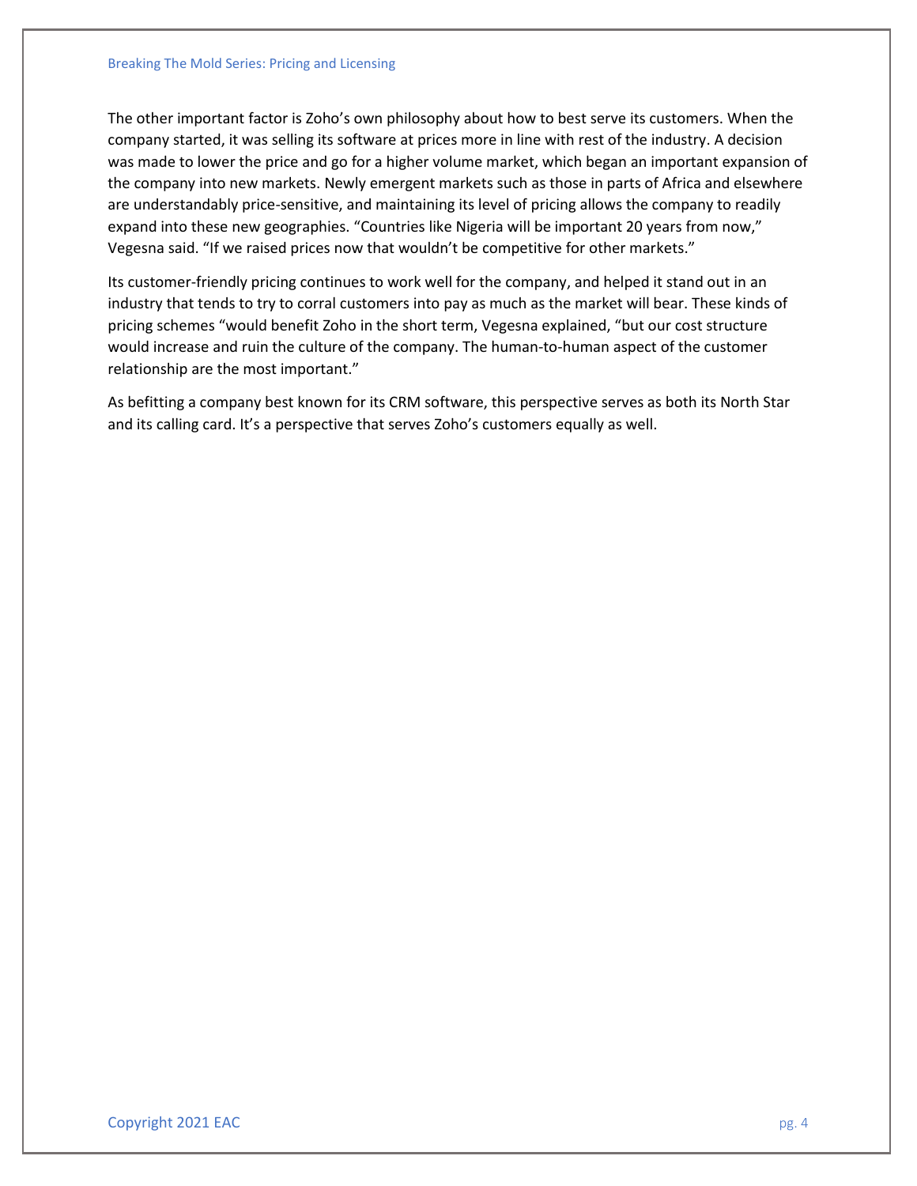The other important factor is Zoho's own philosophy about how to best serve its customers. When the company started, it was selling its software at prices more in line with rest of the industry. A decision was made to lower the price and go for a higher volume market, which began an important expansion of the company into new markets. Newly emergent markets such as those in parts of Africa and elsewhere are understandably price-sensitive, and maintaining its level of pricing allows the company to readily expand into these new geographies. "Countries like Nigeria will be important 20 years from now," Vegesna said. "If we raised prices now that wouldn't be competitive for other markets."

Its customer-friendly pricing continues to work well for the company, and helped it stand out in an industry that tends to try to corral customers into pay as much as the market will bear. These kinds of pricing schemes "would benefit Zoho in the short term, Vegesna explained, "but our cost structure would increase and ruin the culture of the company. The human-to-human aspect of the customer relationship are the most important."

As befitting a company best known for its CRM software, this perspective serves as both its North Star and its calling card. It's a perspective that serves Zoho's customers equally as well.